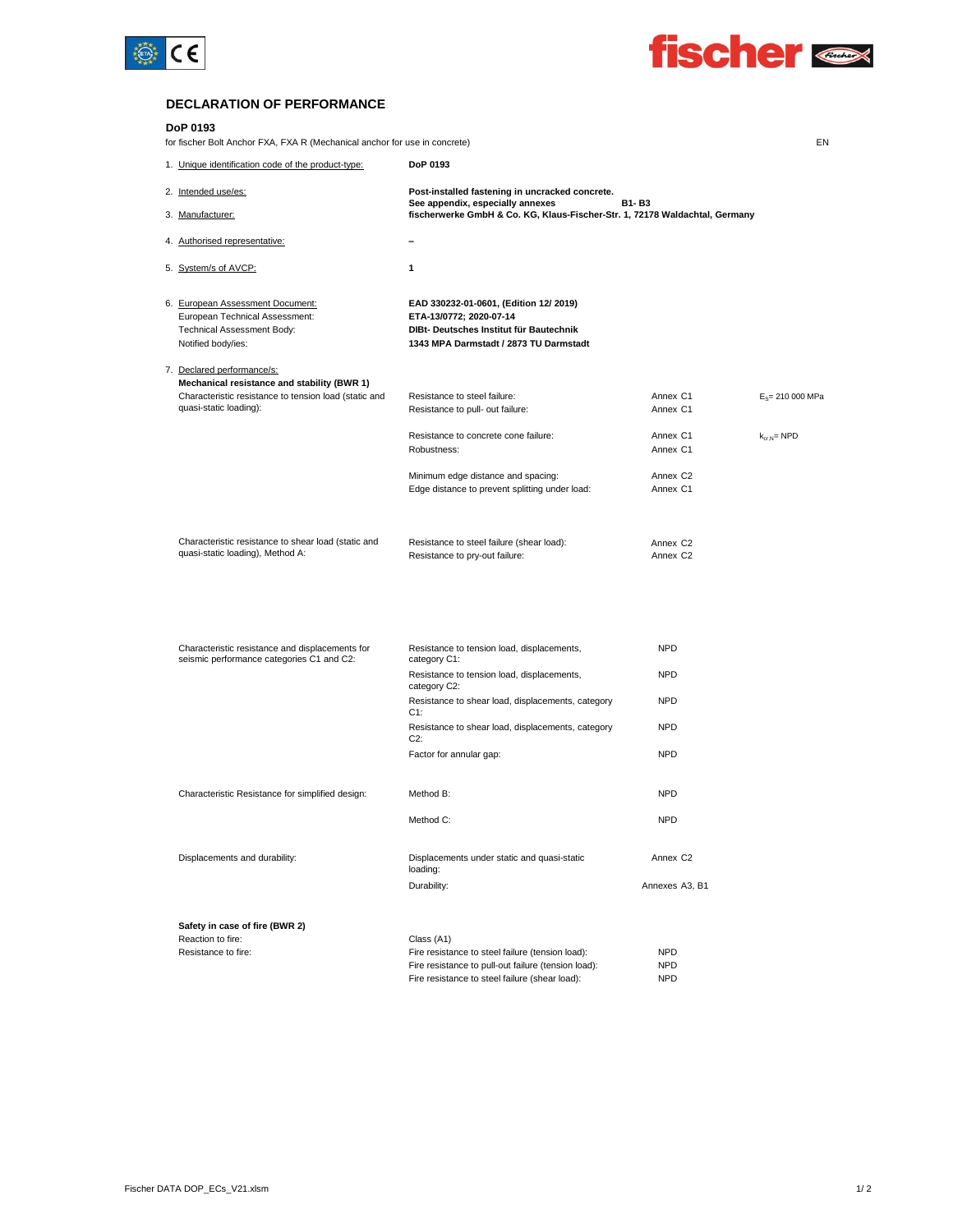## DECLARATION OF PERFORMANCE

**DoP 0193**

for fischer Bolt Anchor FXA, FXA R (Mechanical anchor for use in concrete)

EN

| | | | |
|---|---|---|---|
| 1. Unique identification code of the product-type: | **DoP 0193** | | |
| 2. Intended use/es: | **Post-installed fastening in uncracked concrete.** **See appendix, especially annexes** | **B1- B3** | |
| 3. Manufacturer: | **fischerwerke GmbH & Co. KG, Klaus-Fischer-Str. 1, 72178 Waldachtal, Germany** | | |
| 4. Authorised representative: | **–** | | |
| 5. System/s of AVCP: | **1** | | |
| 6. European Assessment Document: | **EAD 330232-01-0601, (Edition 12/ 2019)** | | |
| European Technical Assessment: | **ETA-13/0772; 2020-07-14** | | |
| Technical Assessment Body: | **DIBt- Deutsches Institut für Bautechnik** | | |
| Notified body/ies: | **1343 MPA Darmstadt / 2873 TU Darmstadt** | | |

7. Declared performance/s:

**Mechanical resistance and stability (BWR 1)**

| | | | |
|---|---|---|---|
| Characteristic resistance to tension load (static and quasi-static loading): | Resistance to steel failure: | Annex C1 | $E_s$= 210 000 MPa |
| | Resistance to pull- out failure: | Annex C1 | |
| | Resistance to concrete cone failure: | Annex C1 | $k_{cr,N}$= NPD |
| | Robustness: | Annex C1 | |
| | Minimum edge distance and spacing: | Annex C2 | |
| | Edge distance to prevent splitting under load: | Annex C1 | |
| Characteristic resistance to shear load (static and quasi-static loading), Method A: | Resistance to steel failure (shear load): | Annex C2 | |
| | Resistance to pry-out failure: | Annex C2 | |
| Characteristic resistance and displacements for seismic performance categories C1 and C2: | Resistance to tension load, displacements, category C1: | NPD | |
| | Resistance to tension load, displacements, category C2: | NPD | |
| | Resistance to shear load, displacements, category C1: | NPD | |
| | Resistance to shear load, displacements, category C2: | NPD | |
| | Factor for annular gap: | NPD | |
| Characteristic Resistance for simplified design: | Method B: | NPD | |
| | Method C: | NPD | |
| Displacements and durability: | Displacements under static and quasi-static loading: | Annex C2 | |
| | Durability: | Annexes A3, B1 | |

**Safety in case of fire (BWR 2)**

| | | |
|---|---|---|
| Reaction to fire: | Class (A1) | |
| Resistance to fire: | Fire resistance to steel failure (tension load): | NPD |
| | Fire resistance to pull-out failure (tension load): | NPD |
| | Fire resistance to steel failure (shear load): | NPD |

Fischer DATA DOP_ECs_V21.xlsm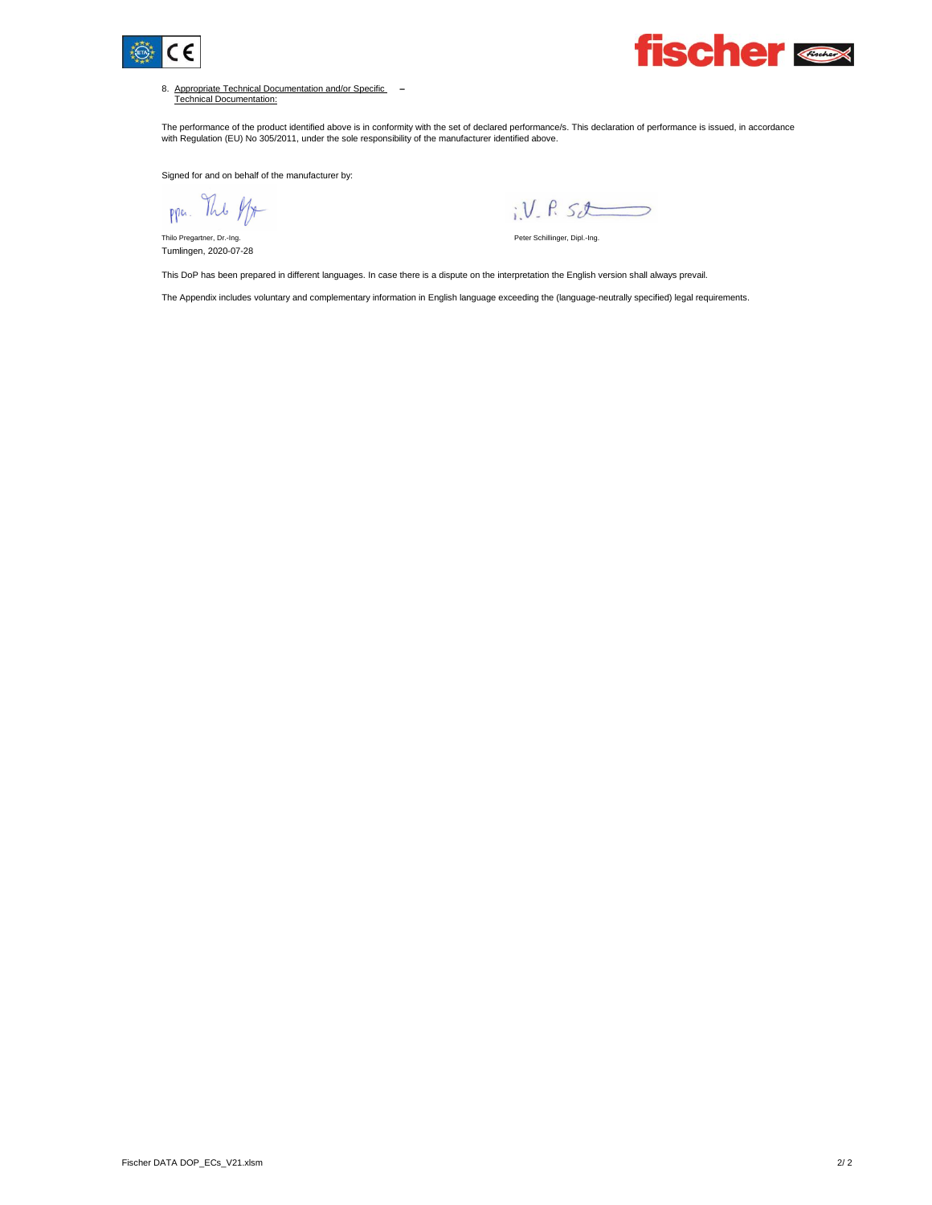8. Appropriate Technical Documentation and/or Specific Technical Documentation: –

The performance of the product identified above is in conformity with the set of declared performance/s. This declaration of performance is issued, in accordance with Regulation (EU) No 305/2011, under the sole responsibility of the manufacturer identified above.

Signed for and on behalf of the manufacturer by:

ppa. Thilo Pregartner

Thilo Pregartner, Dr.-Ing.
Tumlingen, 2020-07-28

i.V. P. Schillinger

Peter Schillinger, Dipl.-Ing.

This DoP has been prepared in different languages. In case there is a dispute on the interpretation the English version shall always prevail.

The Appendix includes voluntary and complementary information in English language exceeding the (language-neutrally specified) legal requirements.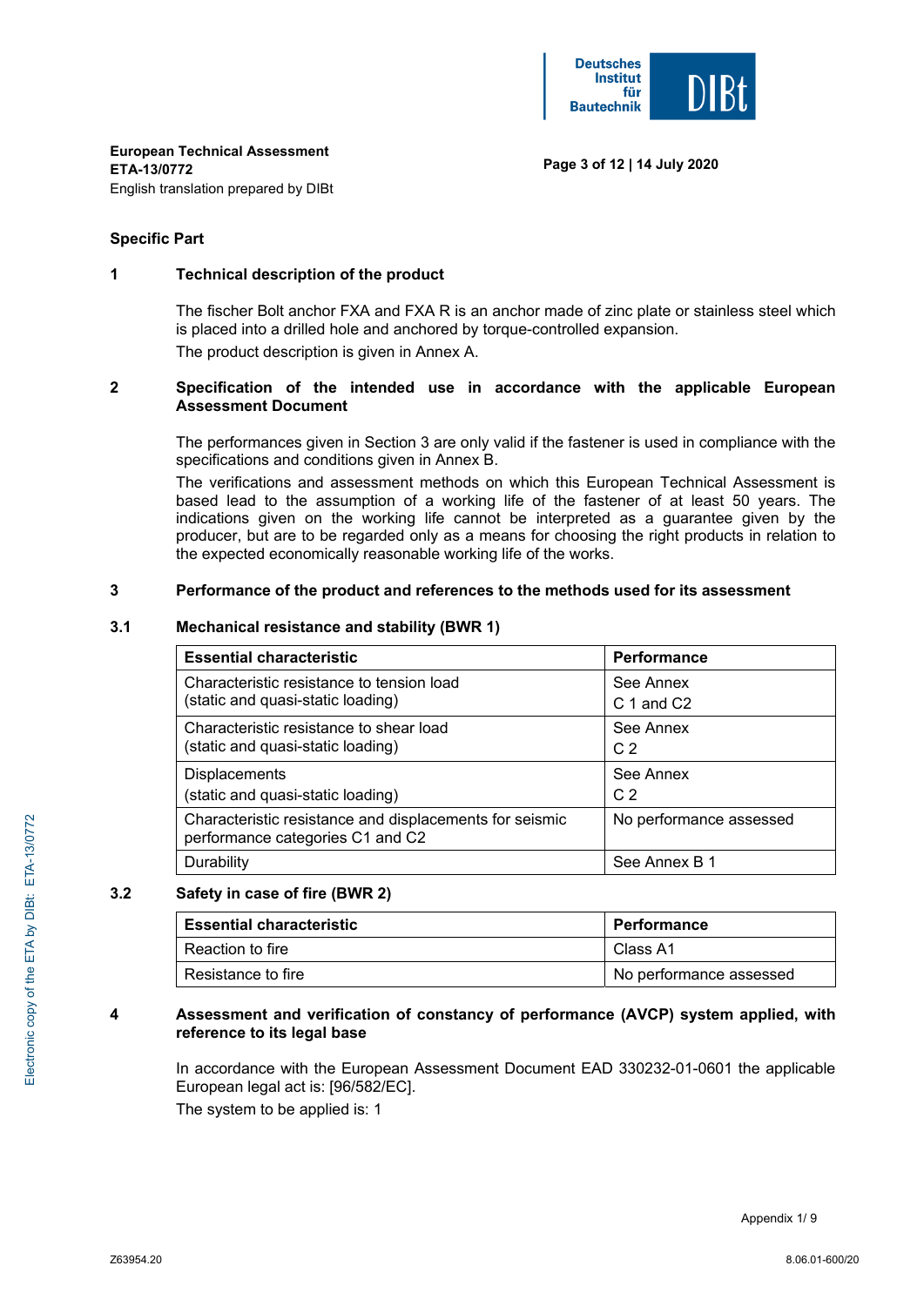**European Technical Assessment**
**ETA-13/0772**
English translation prepared by DIBt

## Specific Part

### 1 Technical description of the product

The fischer Bolt anchor FXA and FXA R is an anchor made of zinc plate or stainless steel which is placed into a drilled hole and anchored by torque-controlled expansion.

The product description is given in Annex A.

### 2 Specification of the intended use in accordance with the applicable European Assessment Document

The performances given in Section 3 are only valid if the fastener is used in compliance with the specifications and conditions given in Annex B.

The verifications and assessment methods on which this European Technical Assessment is based lead to the assumption of a working life of the fastener of at least 50 years. The indications given on the working life cannot be interpreted as a guarantee given by the producer, but are to be regarded only as a means for choosing the right products in relation to the expected economically reasonable working life of the works.

### 3 Performance of the product and references to the methods used for its assessment

### 3.1 Mechanical resistance and stability (BWR 1)

| Essential characteristic | Performance |
|---|---|
| Characteristic resistance to tension load (static and quasi-static loading) | See Annex C 1 and C2 |
| Characteristic resistance to shear load (static and quasi-static loading) | See Annex C 2 |
| Displacements (static and quasi-static loading) | See Annex C 2 |
| Characteristic resistance and displacements for seismic performance categories C1 and C2 | No performance assessed |
| Durability | See Annex B 1 |

### 3.2 Safety in case of fire (BWR 2)

| Essential characteristic | Performance |
|---|---|
| Reaction to fire | Class A1 |
| Resistance to fire | No performance assessed |

### 4 Assessment and verification of constancy of performance (AVCP) system applied, with reference to its legal base

In accordance with the European Assessment Document EAD 330232-01-0601 the applicable European legal act is: [96/582/EC].

The system to be applied is: 1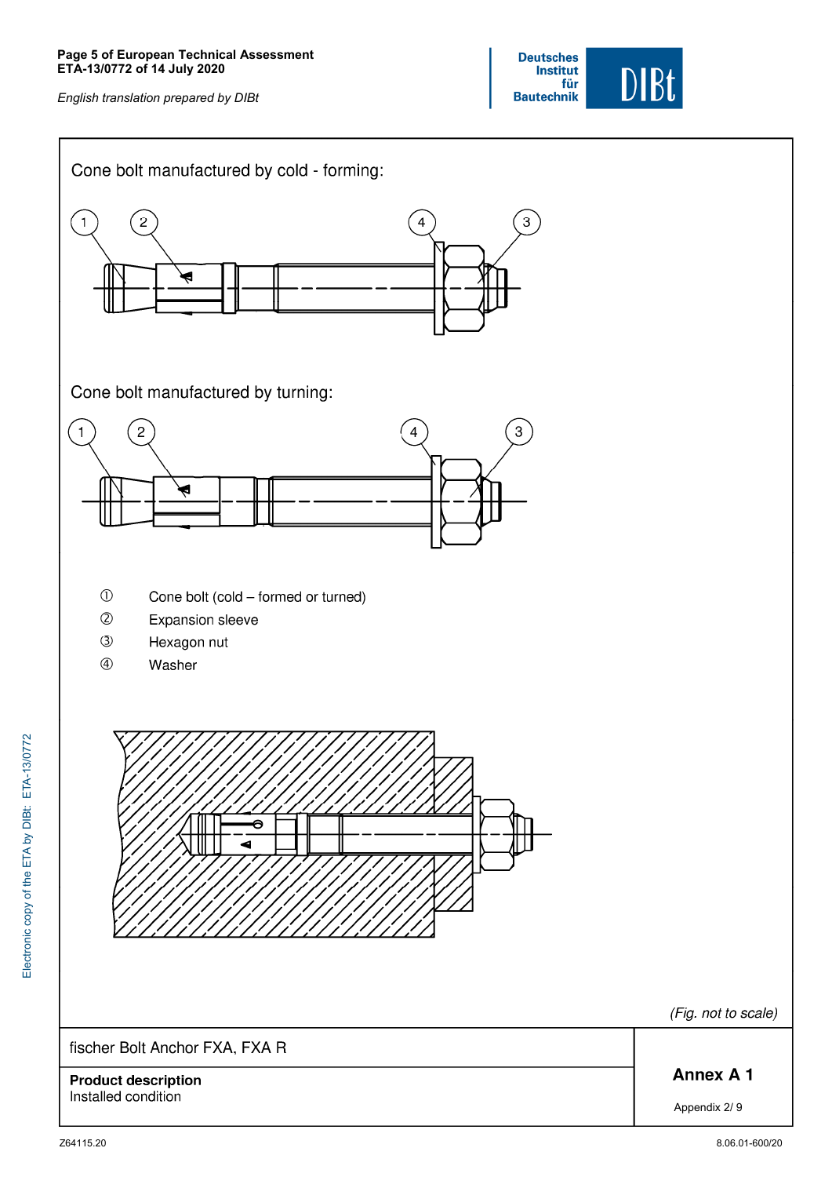Cone bolt manufactured by cold - forming:

Cone bolt manufactured by turning:

① Cone bolt (cold – formed or turned)

② Expansion sleeve

③ Hexagon nut

④ Washer

*(Fig. not to scale)*

| fischer Bolt Anchor FXA, FXA R | **Annex A 1** |
|---|---|
| **Product description**<br>Installed condition | Appendix 2/ 9 |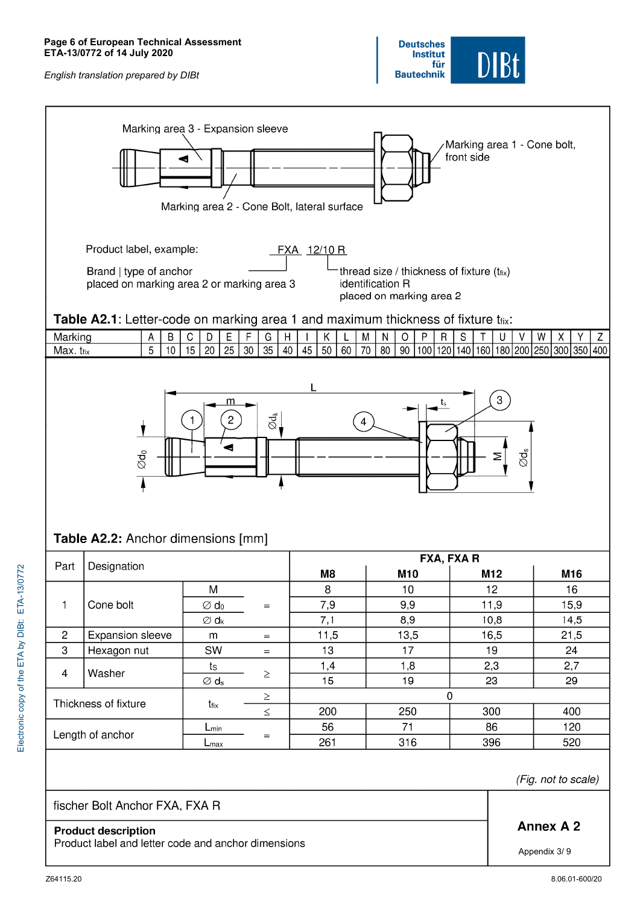Marking area 3 - Expansion sleeve

Marking area 1 - Cone bolt, front side

Marking area 2 - Cone Bolt, lateral surface

Product label, example: FXA 12/10 R

Brand | type of anchor placed on marking area 2 or marking area 3

thread size / thickness of fixture ($t_{fix}$) identification R placed on marking area 2

**Table A2.1**: Letter-code on marking area 1 and maximum thickness of fixture $t_{fix}$:

| Marking | A | B | C | D | E | F | G | H | I | K | L | M | N | O | P | R | S | T | U | V | W | X | Y | Z |
|---|---|---|---|---|---|---|---|---|---|---|---|---|---|---|---|---|---|---|---|---|---|---|---|---|
| Max. $t_{fix}$ | 5 | 10 | 15 | 20 | 25 | 30 | 35 | 40 | 45 | 50 | 60 | 70 | 80 | 90 | 100 | 120 | 140 | 160 | 180 | 200 | 250 | 300 | 350 | 400 |

**Table A2.2:** Anchor dimensions [mm]

| Part | Designation | | | FXA, FXA R M8 | M10 | M12 | M16 |
|---|---|---|---|---|---|---|---|
| 1 | Cone bolt | M | | 8 | 10 | 12 | 16 |
| | | ∅ $d_0$ | = | 7,9 | 9,9 | 11,9 | 15,9 |
| | | ∅ $d_k$ | | 7,1 | 8,9 | 10,8 | 14,5 |
| 2 | Expansion sleeve | m | = | 11,5 | 13,5 | 16,5 | 21,5 |
| 3 | Hexagon nut | SW | = | 13 | 17 | 19 | 24 |
| 4 | Washer | $t_S$ | ≥ | 1,4 | 1,8 | 2,3 | 2,7 |
| | | ∅ $d_s$ | | 15 | 19 | 23 | 29 |
| Thickness of fixture | | $t_{fix}$ | ≥ | 0 | | | |
| | | | ≤ | 200 | 250 | 300 | 400 |
| Length of anchor | | $L_{min}$ | = | 56 | 71 | 86 | 120 |
| | | $L_{max}$ | | 261 | 316 | 396 | 520 |

*(Fig. not to scale)*

fischer Bolt Anchor FXA, FXA R

**Product description**
Product label and letter code and anchor dimensions

**Annex A 2**
Appendix 3/ 9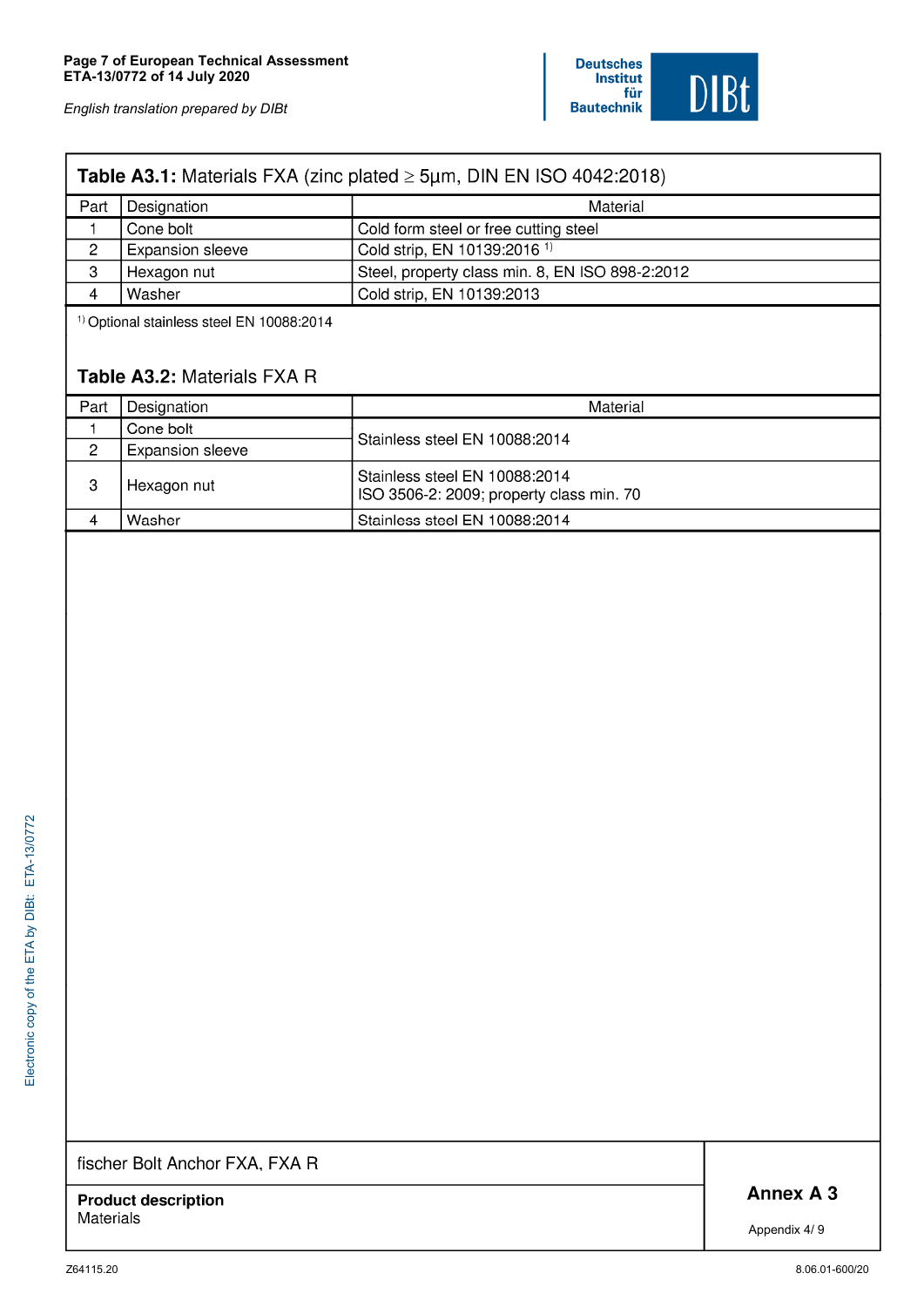**Table A3.1:** Materials FXA (zinc plated ≥ 5µm, DIN EN ISO 4042:2018)

| Part | Designation | Material |
|---|---|---|
| 1 | Cone bolt | Cold form steel or free cutting steel |
| 2 | Expansion sleeve | Cold strip, EN 10139:2016 [1)] |
| 3 | Hexagon nut | Steel, property class min. 8, EN ISO 898-2:2012 |
| 4 | Washer | Cold strip, EN 10139:2013 |

[1)] Optional stainless steel EN 10088:2014

**Table A3.2:** Materials FXA R

| Part | Designation | Material |
|---|---|---|
| 1 | Cone bolt | Stainless steel EN 10088:2014 |
| 2 | Expansion sleeve | Stainless steel EN 10088:2014 |
| 3 | Hexagon nut | Stainless steel EN 10088:2014<br>ISO 3506-2: 2009; property class min. 70 |
| 4 | Washer | Stainless steel EN 10088:2014 |

fischer Bolt Anchor FXA, FXA R

**Product description**
Materials

**Annex A 3**

Appendix 4/ 9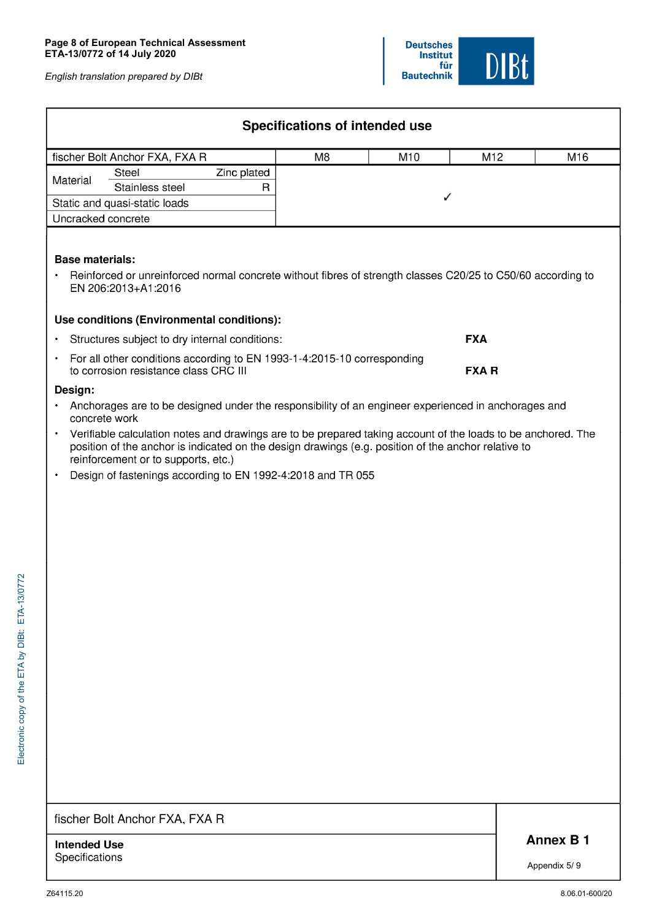## Specifications of intended use

| fischer Bolt Anchor FXA, FXA R | | | M8 | M10 | M12 | M16 |
|---|---|---|---|---|---|---|
| Material | Steel | Zinc plated | | ✓ | | |
| | Stainless steel | R | | | | |
| Static and quasi-static loads | | | | | | |
| Uncracked concrete | | | | | | |

**Base materials:**

- Reinforced or unreinforced normal concrete without fibres of strength classes C20/25 to C50/60 according to EN 206:2013+A1:2016

**Use conditions (Environmental conditions):**

- Structures subject to dry internal conditions: **FXA**
- For all other conditions according to EN 1993-1-4:2015-10 corresponding to corrosion resistance class CRC III **FXA R**

**Design:**

- Anchorages are to be designed under the responsibility of an engineer experienced in anchorages and concrete work
- Verifiable calculation notes and drawings are to be prepared taking account of the loads to be anchored. The position of the anchor is indicated on the design drawings (e.g. position of the anchor relative to reinforcement or to supports, etc.)
- Design of fastenings according to EN 1992-4:2018 and TR 055

fischer Bolt Anchor FXA, FXA R

**Intended Use**
Specifications

**Annex B 1**
Appendix 5/ 9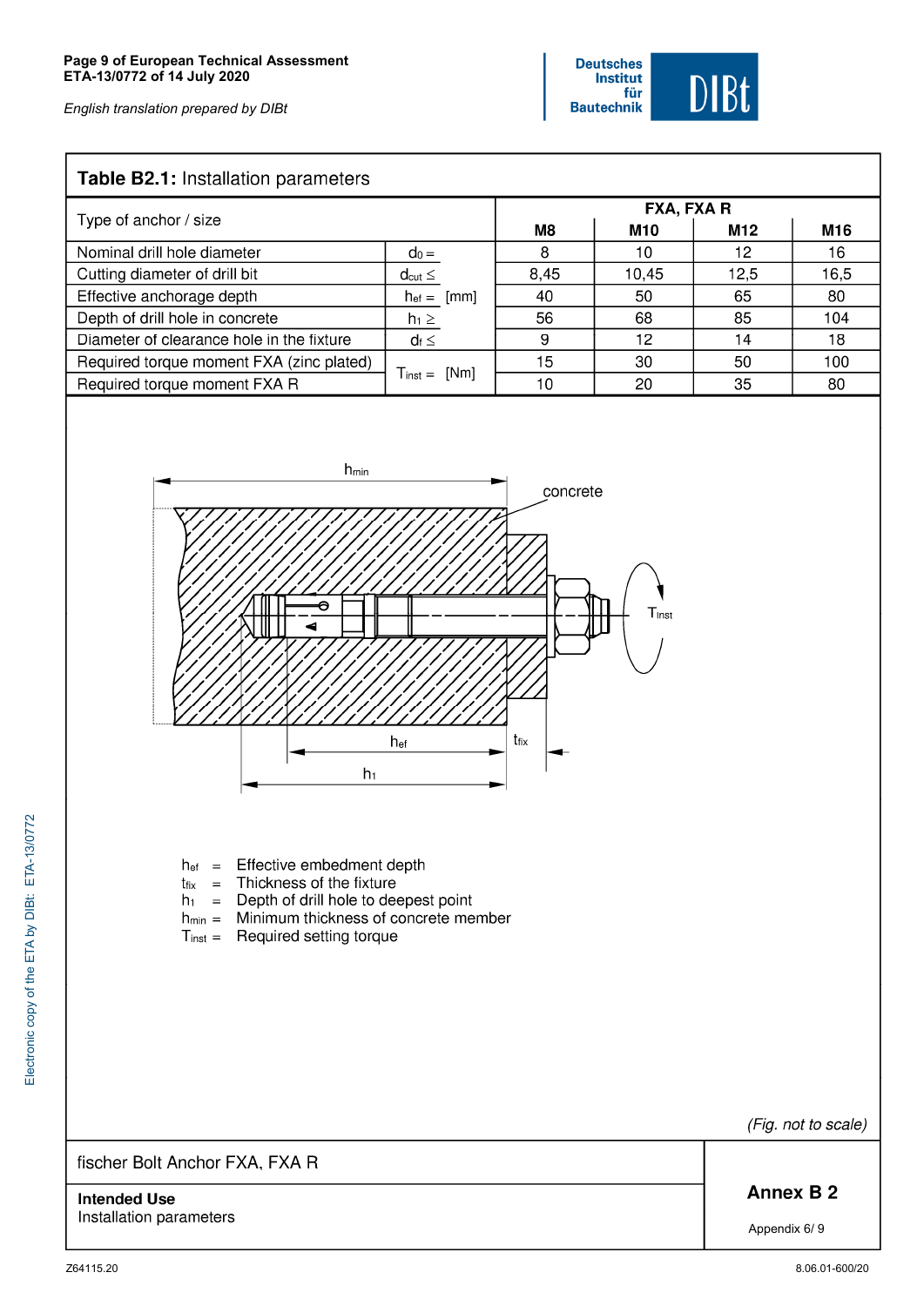**Table B2.1:** Installation parameters

| Type of anchor / size | | | FXA, FXA R | | | |
|---|---|---|---|---|---|---|
| | | | M8 | M10 | M12 | M16 |
| Nominal drill hole diameter | $d_0 =$ | [mm] | 8 | 10 | 12 | 16 |
| Cutting diameter of drill bit | $d_{cut} \leq$ | [mm] | 8,45 | 10,45 | 12,5 | 16,5 |
| Effective anchorage depth | $h_{ef} =$ | [mm] | 40 | 50 | 65 | 80 |
| Depth of drill hole in concrete | $h_1 \geq$ | [mm] | 56 | 68 | 85 | 104 |
| Diameter of clearance hole in the fixture | $d_f \leq$ | [mm] | 9 | 12 | 14 | 18 |
| Required torque moment FXA (zinc plated) | $T_{inst} =$ | [Nm] | 15 | 30 | 50 | 100 |
| Required torque moment FXA R | $T_{inst} =$ | [Nm] | 10 | 20 | 35 | 80 |

$h_{min}$ concrete $T_{inst}$ $h_{ef}$ $t_{fix}$ $h_1$

$h_{ef}$ = Effective embedment depth
$t_{fix}$ = Thickness of the fixture
$h_1$ = Depth of drill hole to deepest point
$h_{min}$ = Minimum thickness of concrete member
$T_{inst}$ = Required setting torque

*(Fig. not to scale)*

fischer Bolt Anchor FXA, FXA R

**Intended Use**
Installation parameters

**Annex B 2**
Appendix 6/ 9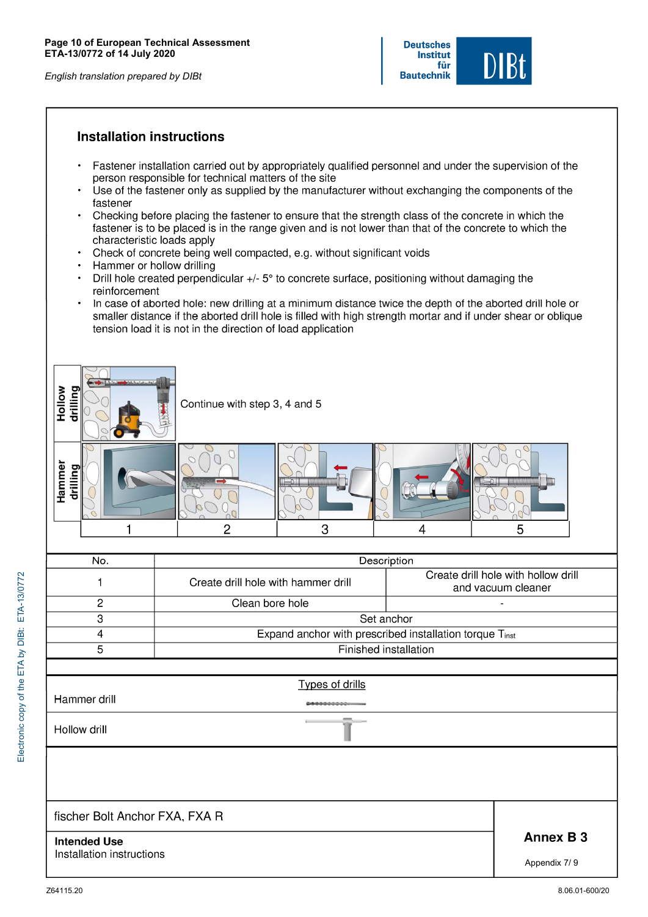## Installation instructions

- Fastener installation carried out by appropriately qualified personnel and under the supervision of the person responsible for technical matters of the site
- Use of the fastener only as supplied by the manufacturer without exchanging the components of the fastener
- Checking before placing the fastener to ensure that the strength class of the concrete in which the fastener is to be placed is in the range given and is not lower than that of the concrete to which the characteristic loads apply
- Check of concrete being well compacted, e.g. without significant voids
- Hammer or hollow drilling
- Drill hole created perpendicular +/- 5° to concrete surface, positioning without damaging the reinforcement
- In case of aborted hole: new drilling at a minimum distance twice the depth of the aborted drill hole or smaller distance if the aborted drill hole is filled with high strength mortar and if under shear or oblique tension load it is not in the direction of load application

Hollow drilling: Continue with step 3, 4 and 5

Hammer drilling: 1 | 2 | 3 | 4 | 5

| No. | Description | |
|---|---|---|
| 1 | Create drill hole with hammer drill | Create drill hole with hollow drill and vacuum cleaner |
| 2 | Clean bore hole | - |
| 3 | Set anchor | |
| 4 | Expand anchor with prescribed installation torque $T_{inst}$ | |
| 5 | Finished installation | |

**Types of drills**

| | |
|---|---|
| Hammer drill | |
| Hollow drill | |

fischer Bolt Anchor FXA, FXA R

**Intended Use**
Installation instructions

**Annex B 3**

Appendix 7/ 9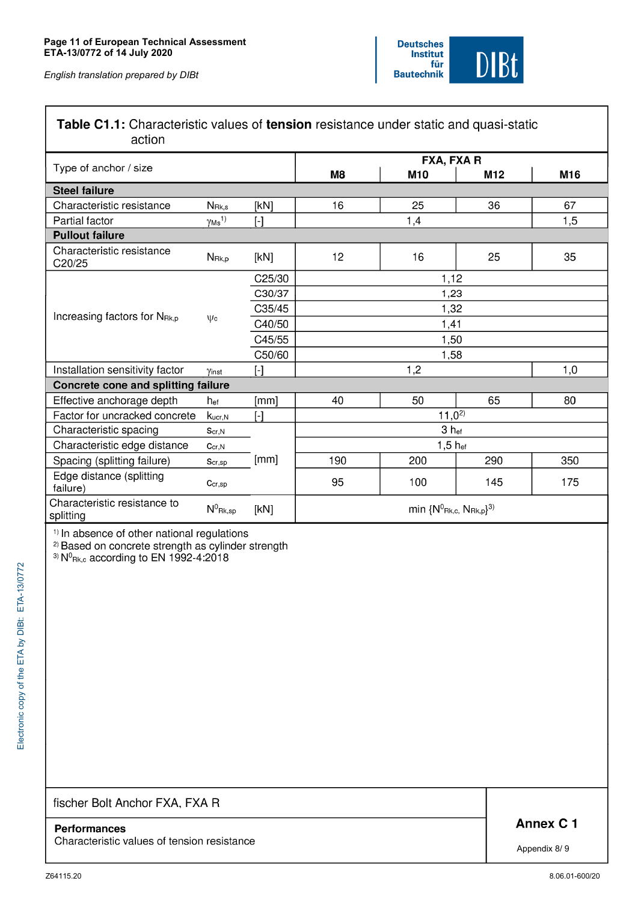**Table C1.1:** Characteristic values of **tension** resistance under static and quasi-static action

| Type of anchor / size | | | FXA, FXA R | | | |
|---|---|---|---|---|---|---|
| | | | **M8** | **M10** | **M12** | **M16** |
| **Steel failure** | | | | | | |
| Characteristic resistance | $N_{Rk,s}$ | [kN] | 16 | 25 | 36 | 67 |
| Partial factor | $\gamma_{Ms}$ [1] | [-] | 1,4 | | | 1,5 |
| **Pullout failure** | | | | | | |
| Characteristic resistance C20/25 | $N_{Rk,p}$ | [kN] | 12 | 16 | 25 | 35 |
| Increasing factors for $N_{Rk,p}$ | $\psi_c$ | C25/30 | 1,12 | | | |
| | | C30/37 | 1,23 | | | |
| | | C35/45 | 1,32 | | | |
| | | C40/50 | 1,41 | | | |
| | | C45/55 | 1,50 | | | |
| | | C50/60 | 1,58 | | | |
| Installation sensitivity factor | $\gamma_{inst}$ | [-] | 1,2 | | | 1,0 |
| **Concrete cone and splitting failure** | | | | | | |
| Effective anchorage depth | $h_{ef}$ | [mm] | 40 | 50 | 65 | 80 |
| Factor for uncracked concrete | $k_{ucr,N}$ | [-] | 11,0 [2] | | | |
| Characteristic spacing | $s_{cr,N}$ | [mm] | 3 $h_{ef}$ | | | |
| Characteristic edge distance | $c_{cr,N}$ | [mm] | 1,5 $h_{ef}$ | | | |
| Spacing (splitting failure) | $s_{cr,sp}$ | [mm] | 190 | 200 | 290 | 350 |
| Edge distance (splitting failure) | $c_{cr,sp}$ | [mm] | 95 | 100 | 145 | 175 |
| Characteristic resistance to splitting | $N^0_{Rk,sp}$ | [kN] | min $\{N^0_{Rk,c}, N_{Rk,p}\}$ [3] | | | |

[1] In absence of other national regulations
[2] Based on concrete strength as cylinder strength
[3] $N^0_{Rk,c}$ according to EN 1992-4:2018

fischer Bolt Anchor FXA, FXA R

**Performances**
Characteristic values of tension resistance

**Annex C 1**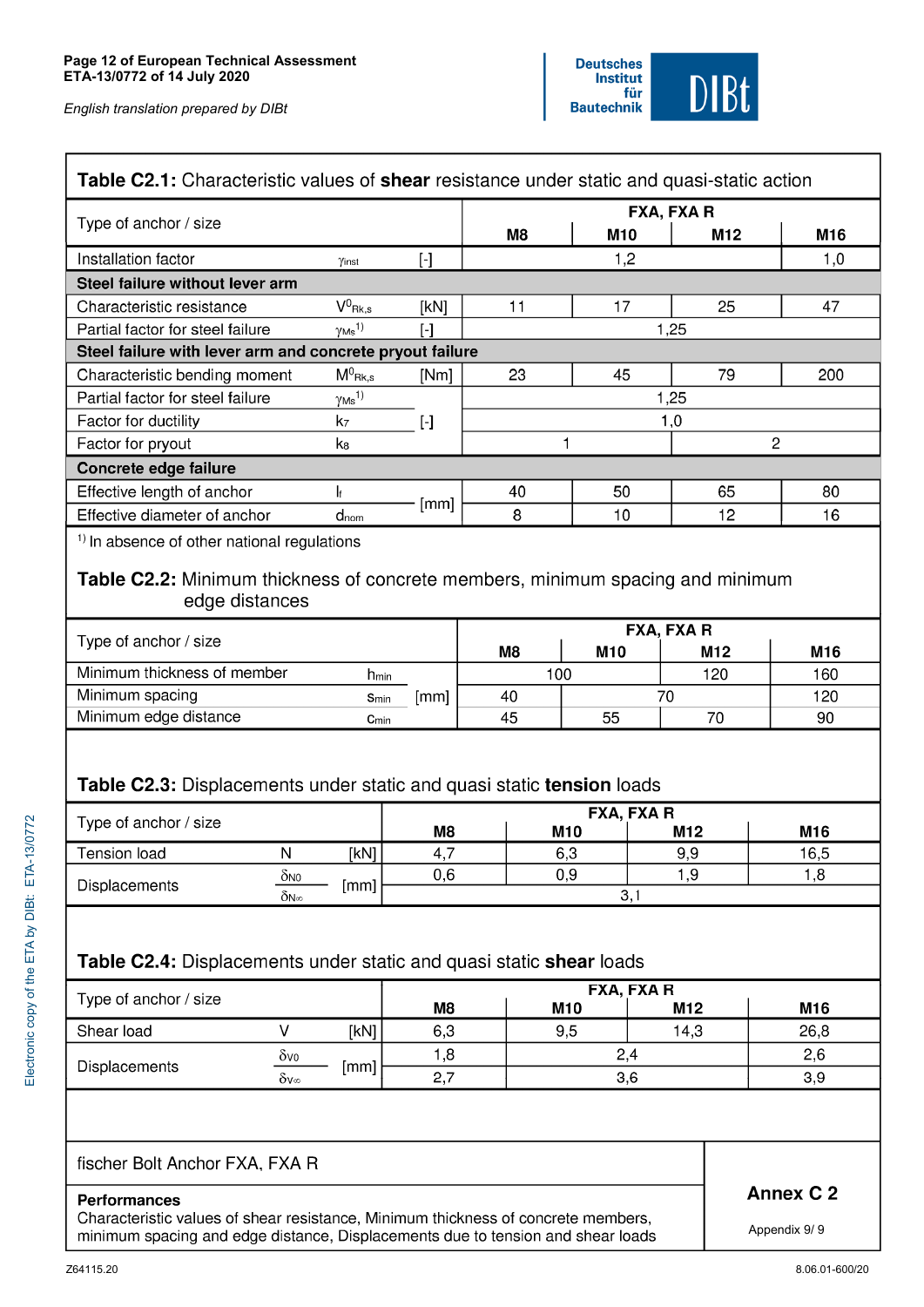**Table C2.1:** Characteristic values of **shear** resistance under static and quasi-static action

| Type of anchor / size | | | FXA, FXA R | | | |
|---|---|---|---|---|---|---|
| | | | M8 | M10 | M12 | M16 |
| Installation factor | $\gamma_{inst}$ | [-] | 1,2 | | | 1,0 |
| **Steel failure without lever arm** | | | | | | |
| Characteristic resistance | $V^0_{Rk,s}$ | [kN] | 11 | 17 | 25 | 47 |
| Partial factor for steel failure | $\gamma_{Ms}$ [1)] | [-] | 1,25 | | | |
| **Steel failure with lever arm and concrete pryout failure** | | | | | | |
| Characteristic bending moment | $M^0_{Rk,s}$ | [Nm] | 23 | 45 | 79 | 200 |
| Partial factor for steel failure | $\gamma_{Ms}$ [1)] | [-] | 1,25 | | | |
| Factor for ductility | $k_7$ | [-] | 1,0 | | | |
| Factor for pryout | $k_8$ | [-] | 1 | | 2 | |
| **Concrete edge failure** | | | | | | |
| Effective length of anchor | $l_f$ | [mm] | 40 | 50 | 65 | 80 |
| Effective diameter of anchor | $d_{nom}$ | [mm] | 8 | 10 | 12 | 16 |

[1)] In absence of other national regulations

**Table C2.2:** Minimum thickness of concrete members, minimum spacing and minimum edge distances

| Type of anchor / size | | | FXA, FXA R | | | |
|---|---|---|---|---|---|---|
| | | | M8 | M10 | M12 | M16 |
| Minimum thickness of member | $h_{min}$ | [mm] | 100 | | 120 | 160 |
| Minimum spacing | $s_{min}$ | [mm] | 40 | 70 | | 120 |
| Minimum edge distance | $c_{min}$ | [mm] | 45 | 55 | 70 | 90 |

**Table C2.3:** Displacements under static and quasi static **tension** loads

| Type of anchor / size | | | FXA, FXA R | | | |
|---|---|---|---|---|---|---|
| | | | M8 | M10 | M12 | M16 |
| Tension load | N | [kN] | 4,7 | 6,3 | 9,9 | 16,5 |
| Displacements | $\delta_{N0}$ | [mm] | 0,6 | 0,9 | 1,9 | 1,8 |
| | $\delta_{N\infty}$ | [mm] | 3,1 | | | |

**Table C2.4:** Displacements under static and quasi static **shear** loads

| Type of anchor / size | | | FXA, FXA R | | | |
|---|---|---|---|---|---|---|
| | | | M8 | M10 | M12 | M16 |
| Shear load | V | [kN] | 6,3 | 9,5 | 14,3 | 26,8 |
| Displacements | $\delta_{V0}$ | [mm] | 1,8 | 2,4 | | 2,6 |
| | $\delta_{V\infty}$ | [mm] | 2,7 | 3,6 | | 3,9 |

fischer Bolt Anchor FXA, FXA R

**Performances**
Characteristic values of shear resistance, Minimum thickness of concrete members, minimum spacing and edge distance, Displacements due to tension and shear loads

**Annex C 2**

Appendix 9/ 9